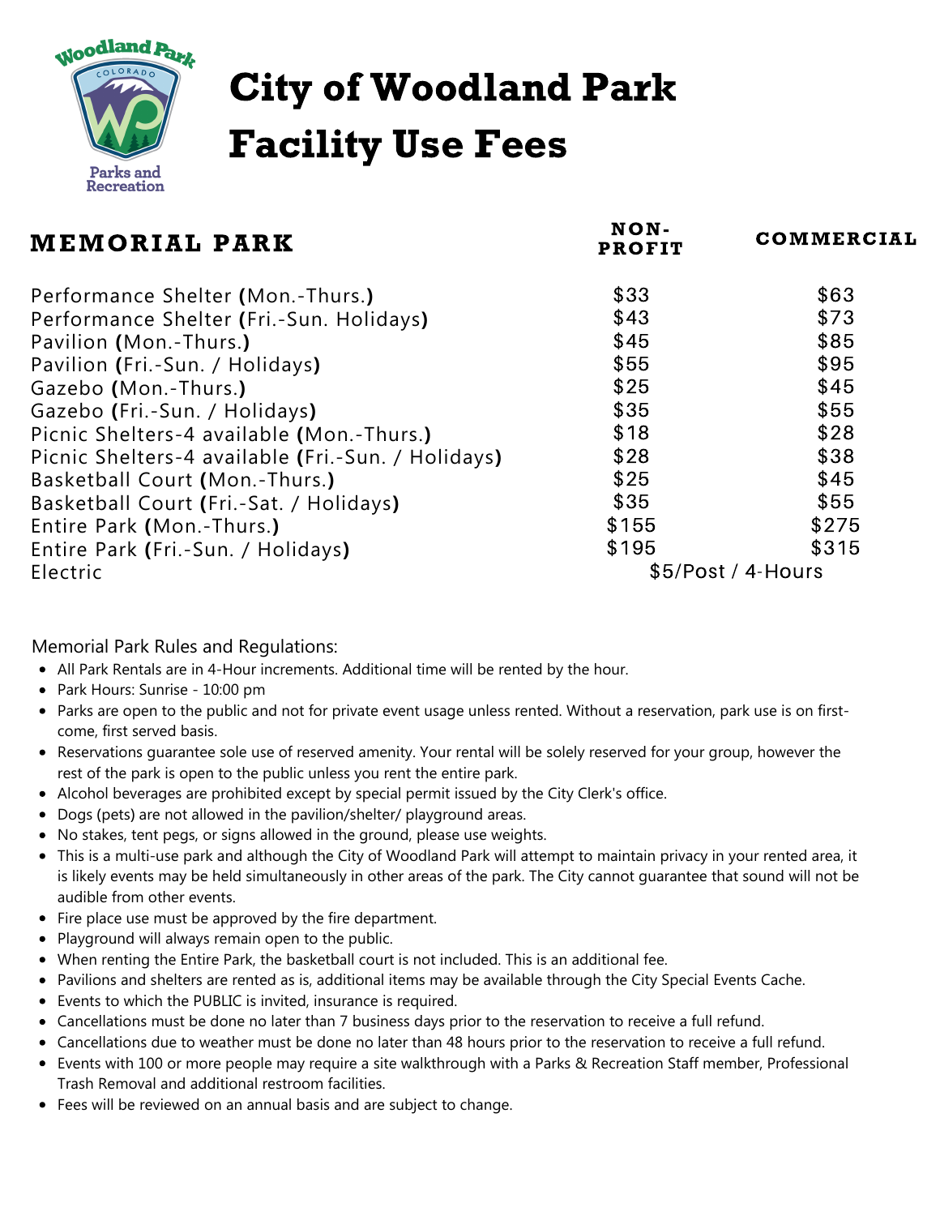# City of Woodland Park Facility Use Fees

| MEMORIAL PARK | NON-PROFIT | COMMERCIAL |
|---|---|---|
| Performance Shelter (Mon.-Thurs.) | $33 | $63 |
| Performance Shelter (Fri.-Sun. Holidays) | $43 | $73 |
| Pavilion (Mon.-Thurs.) | $45 | $85 |
| Pavilion (Fri.-Sun. / Holidays) | $55 | $95 |
| Gazebo (Mon.-Thurs.) | $25 | $45 |
| Gazebo (Fri.-Sun. / Holidays) | $35 | $55 |
| Picnic Shelters-4 available (Mon.-Thurs.) | $18 | $28 |
| Picnic Shelters-4 available (Fri.-Sun. / Holidays) | $28 | $38 |
| Basketball Court (Mon.-Thurs.) | $25 | $45 |
| Basketball Court (Fri.-Sat. / Holidays) | $35 | $55 |
| Entire Park (Mon.-Thurs.) | $155 | $275 |
| Entire Park (Fri.-Sun. / Holidays) | $195 | $315 |
| Electric | $5/Post / 4-Hours | |

Memorial Park Rules and Regulations:

- All Park Rentals are in 4-Hour increments. Additional time will be rented by the hour.
- Park Hours: Sunrise - 10:00 pm
- Parks are open to the public and not for private event usage unless rented. Without a reservation, park use is on first-come, first served basis.
- Reservations guarantee sole use of reserved amenity. Your rental will be solely reserved for your group, however the rest of the park is open to the public unless you rent the entire park.
- Alcohol beverages are prohibited except by special permit issued by the City Clerk's office.
- Dogs (pets) are not allowed in the pavilion/shelter/ playground areas.
- No stakes, tent pegs, or signs allowed in the ground, please use weights.
- This is a multi-use park and although the City of Woodland Park will attempt to maintain privacy in your rented area, it is likely events may be held simultaneously in other areas of the park. The City cannot guarantee that sound will not be audible from other events.
- Fire place use must be approved by the fire department.
- Playground will always remain open to the public.
- When renting the Entire Park, the basketball court is not included. This is an additional fee.
- Pavilions and shelters are rented as is, additional items may be available through the City Special Events Cache.
- Events to which the PUBLIC is invited, insurance is required.
- Cancellations must be done no later than 7 business days prior to the reservation to receive a full refund.
- Cancellations due to weather must be done no later than 48 hours prior to the reservation to receive a full refund.
- Events with 100 or more people may require a site walkthrough with a Parks & Recreation Staff member, Professional Trash Removal and additional restroom facilities.
- Fees will be reviewed on an annual basis and are subject to change.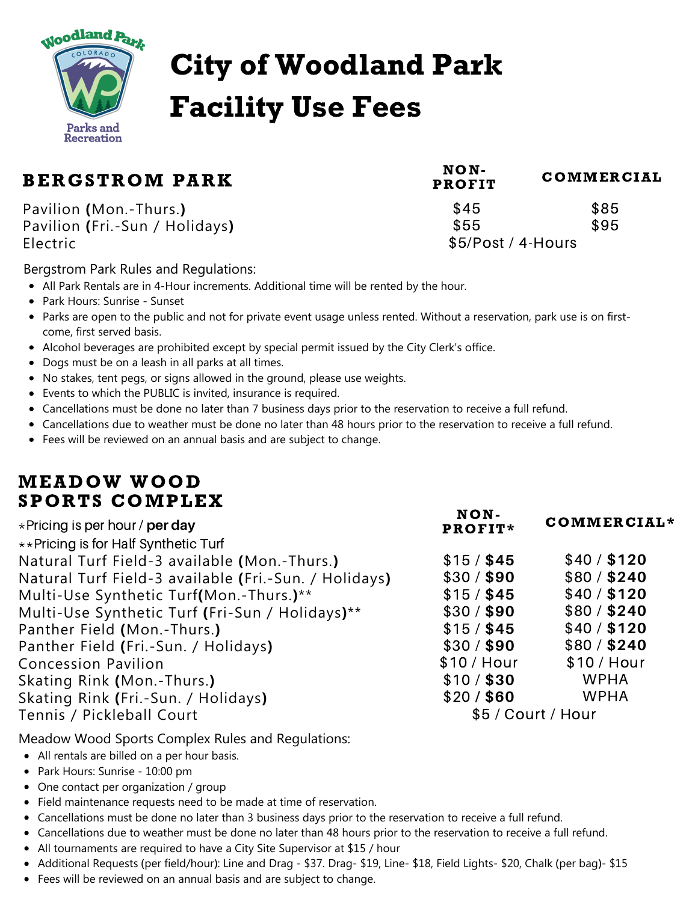# City of Woodland Park Facility Use Fees

## BERGSTROM PARK

| | NON-PROFIT | COMMERCIAL |
|---|---|---|
| Pavilion **(**Mon.-Thurs.**)** | $45 | $85 |
| Pavilion **(**Fri.-Sun / Holidays**)** | $55 | $95 |
| Electric | $5/Post / 4-Hours | |

Bergstrom Park Rules and Regulations:

- All Park Rentals are in 4-Hour increments. Additional time will be rented by the hour.
- Park Hours: Sunrise - Sunset
- Parks are open to the public and not for private event usage unless rented. Without a reservation, park use is on first-come, first served basis.
- Alcohol beverages are prohibited except by special permit issued by the City Clerk's office.
- Dogs must be on a leash in all parks at all times.
- No stakes, tent pegs, or signs allowed in the ground, please use weights.
- Events to which the PUBLIC is invited, insurance is required.
- Cancellations must be done no later than 7 business days prior to the reservation to receive a full refund.
- Cancellations due to weather must be done no later than 48 hours prior to the reservation to receive a full refund.
- Fees will be reviewed on an annual basis and are subject to change.

## MEADOW WOOD SPORTS COMPLEX

*Pricing is per hour / **per day**

**Pricing is for Half Synthetic Turf

| | NON-PROFIT* | COMMERCIAL* |
|---|---|---|
| Natural Turf Field-3 available **(**Mon.-Thurs.**)** | $15 / **$45** | $40 / **$120** |
| Natural Turf Field-3 available **(**Fri.-Sun. / Holidays**)** | $30 / **$90** | $80 / **$240** |
| Multi-Use Synthetic Turf**(**Mon.-Thurs.**)**** | $15 / **$45** | $40 / **$120** |
| Multi-Use Synthetic Turf **(**Fri-Sun / Holidays**)**** | $30 / **$90** | $80 / **$240** |
| Panther Field **(**Mon.-Thurs.**)** | $15 / **$45** | $40 / **$120** |
| Panther Field **(**Fri.-Sun. / Holidays**)** | $30 / **$90** | $80 / **$240** |
| Concession Pavilion | $10 / Hour | $10 / Hour |
| Skating Rink **(**Mon.-Thurs.**)** | $10 / **$30** | WPHA |
| Skating Rink **(**Fri.-Sun. / Holidays**)** | $20 / **$60** | WPHA |
| Tennis / Pickleball Court | $5 / Court / Hour | |

Meadow Wood Sports Complex Rules and Regulations:

- All rentals are billed on a per hour basis.
- Park Hours: Sunrise - 10:00 pm
- One contact per organization / group
- Field maintenance requests need to be made at time of reservation.
- Cancellations must be done no later than 3 business days prior to the reservation to receive a full refund.
- Cancellations due to weather must be done no later than 48 hours prior to the reservation to receive a full refund.
- All tournaments are required to have a City Site Supervisor at $15 / hour
- Additional Requests (per field/hour): Line and Drag - $37. Drag- $19, Line- $18, Field Lights- $20, Chalk (per bag)- $15
- Fees will be reviewed on an annual basis and are subject to change.